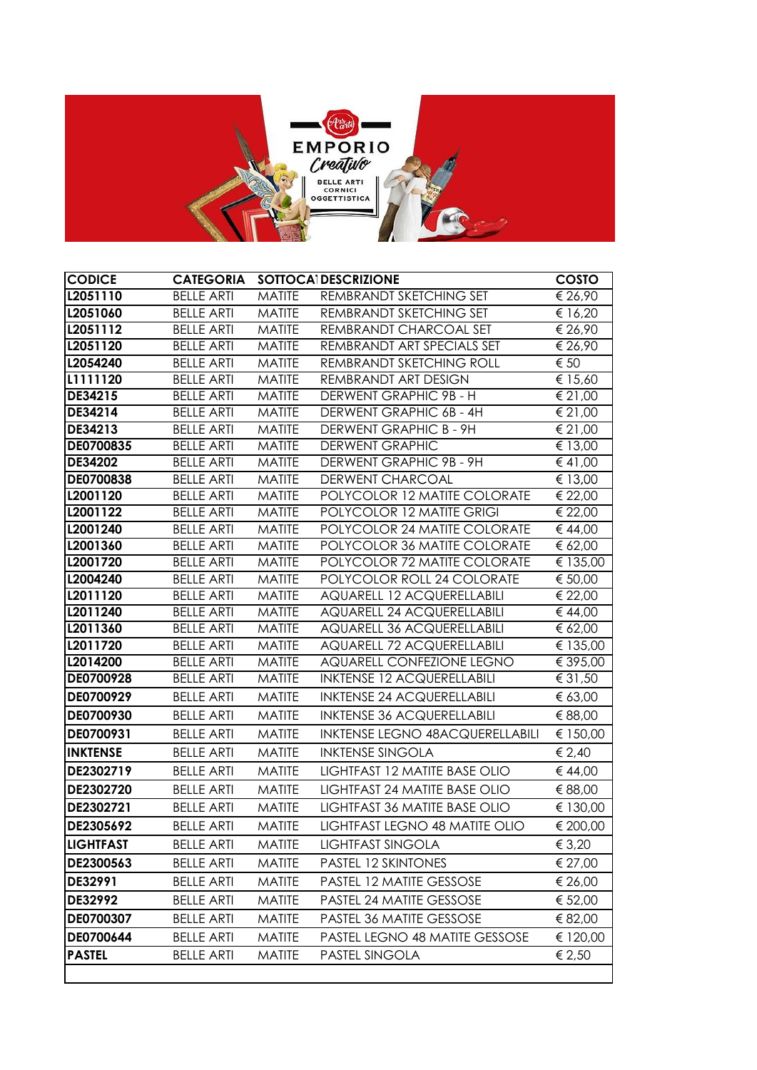| CODICE | CATEGORIA | SOTTOCAT | DESCRIZIONE | COSTO |
|---|---|---|---|---|
| L2051110 | BELLE ARTI | MATITE | REMBRANDT SKETCHING SET | € 26,90 |
| L2051060 | BELLE ARTI | MATITE | REMBRANDT SKETCHING SET | € 16,20 |
| L2051112 | BELLE ARTI | MATITE | REMBRANDT CHARCOAL SET | € 26,90 |
| L2051120 | BELLE ARTI | MATITE | REMBRANDT ART SPECIALS SET | € 26,90 |
| L2054240 | BELLE ARTI | MATITE | REMBRANDT SKETCHING ROLL | € 50 |
| L1111120 | BELLE ARTI | MATITE | REMBRANDT ART DESIGN | € 15,60 |
| DE34215 | BELLE ARTI | MATITE | DERWENT GRAPHIC 9B - H | € 21,00 |
| DE34214 | BELLE ARTI | MATITE | DERWENT GRAPHIC 6B - 4H | € 21,00 |
| DE34213 | BELLE ARTI | MATITE | DERWENT GRAPHIC B - 9H | € 21,00 |
| DE0700835 | BELLE ARTI | MATITE | DERWENT GRAPHIC | € 13,00 |
| DE34202 | BELLE ARTI | MATITE | DERWENT GRAPHIC 9B - 9H | € 41,00 |
| DE0700838 | BELLE ARTI | MATITE | DERWENT CHARCOAL | € 13,00 |
| L2001120 | BELLE ARTI | MATITE | POLYCOLOR 12 MATITE COLORATE | € 22,00 |
| L2001122 | BELLE ARTI | MATITE | POLYCOLOR 12 MATITE GRIGI | € 22,00 |
| L2001240 | BELLE ARTI | MATITE | POLYCOLOR 24 MATITE COLORATE | € 44,00 |
| L2001360 | BELLE ARTI | MATITE | POLYCOLOR 36 MATITE COLORATE | € 62,00 |
| L2001720 | BELLE ARTI | MATITE | POLYCOLOR 72 MATITE COLORATE | € 135,00 |
| L2004240 | BELLE ARTI | MATITE | POLYCOLOR ROLL 24 COLORATE | € 50,00 |
| L2011120 | BELLE ARTI | MATITE | AQUARELL 12 ACQUERELLABILI | € 22,00 |
| L2011240 | BELLE ARTI | MATITE | AQUARELL 24 ACQUERELLABILI | € 44,00 |
| L2011360 | BELLE ARTI | MATITE | AQUARELL 36 ACQUERELLABILI | € 62,00 |
| L2011720 | BELLE ARTI | MATITE | AQUARELL 72 ACQUERELLABILI | € 135,00 |
| L2014200 | BELLE ARTI | MATITE | AQUARELL CONFEZIONE LEGNO | € 395,00 |
| DE0700928 | BELLE ARTI | MATITE | INKTENSE 12 ACQUERELLABILI | € 31,50 |
| DE0700929 | BELLE ARTI | MATITE | INKTENSE 24 ACQUERELLABILI | € 63,00 |
| DE0700930 | BELLE ARTI | MATITE | INKTENSE 36 ACQUERELLABILI | € 88,00 |
| DE0700931 | BELLE ARTI | MATITE | INKTENSE LEGNO 48ACQUERELLABILI | € 150,00 |
| INKTENSE | BELLE ARTI | MATITE | INKTENSE SINGOLA | € 2,40 |
| DE2302719 | BELLE ARTI | MATITE | LIGHTFAST 12 MATITE BASE OLIO | € 44,00 |
| DE2302720 | BELLE ARTI | MATITE | LIGHTFAST 24 MATITE BASE OLIO | € 88,00 |
| DE2302721 | BELLE ARTI | MATITE | LIGHTFAST 36 MATITE BASE OLIO | € 130,00 |
| DE2305692 | BELLE ARTI | MATITE | LIGHTFAST LEGNO 48 MATITE OLIO | € 200,00 |
| LIGHTFAST | BELLE ARTI | MATITE | LIGHTFAST SINGOLA | € 3,20 |
| DE2300563 | BELLE ARTI | MATITE | PASTEL 12 SKINTONES | € 27,00 |
| DE32991 | BELLE ARTI | MATITE | PASTEL 12 MATITE GESSOSE | € 26,00 |
| DE32992 | BELLE ARTI | MATITE | PASTEL 24 MATITE GESSOSE | € 52,00 |
| DE0700307 | BELLE ARTI | MATITE | PASTEL 36 MATITE GESSOSE | € 82,00 |
| DE0700644 | BELLE ARTI | MATITE | PASTEL LEGNO 48 MATITE GESSOSE | € 120,00 |
| PASTEL | BELLE ARTI | MATITE | PASTEL SINGOLA | € 2,50 |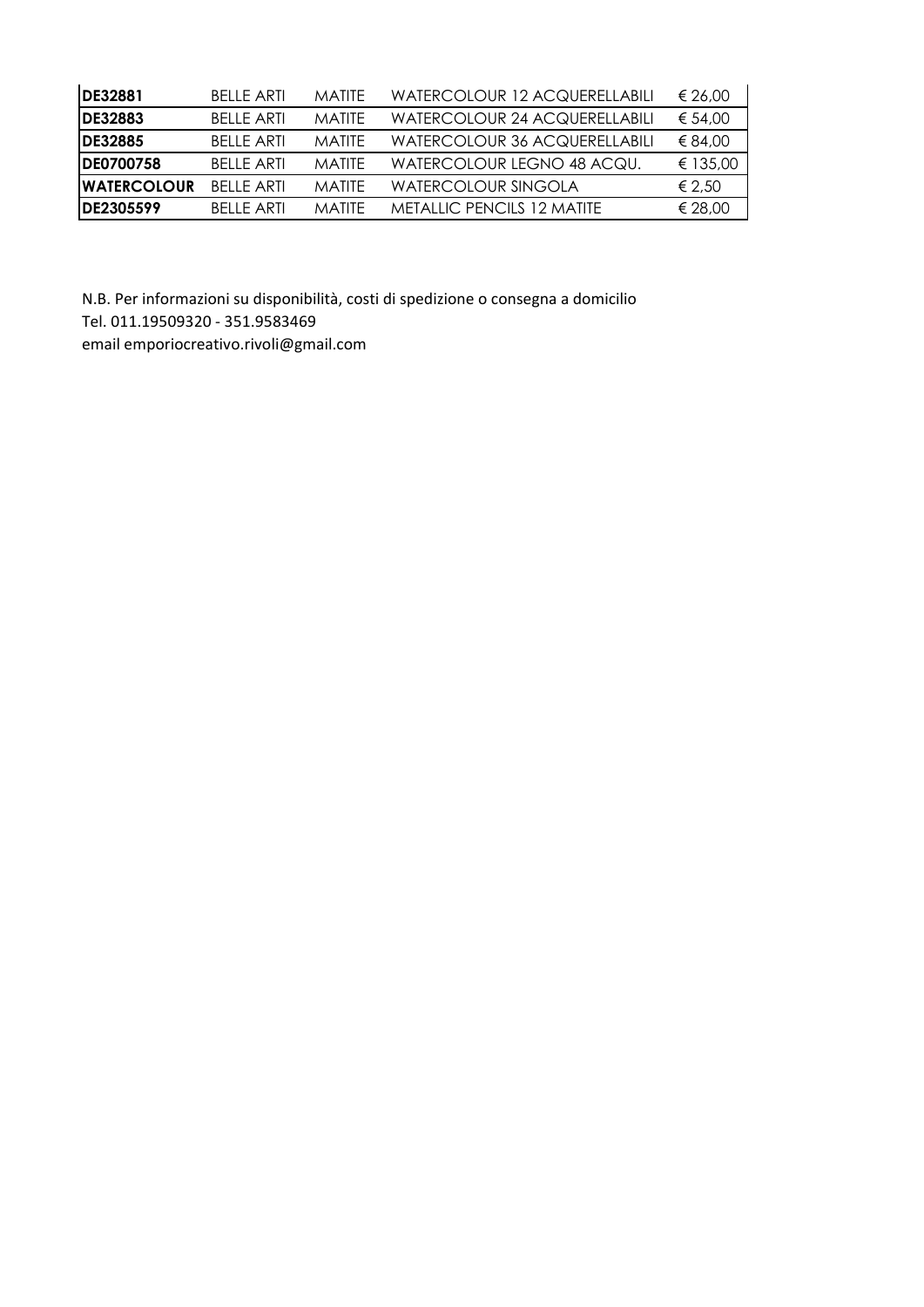| | | | | |
|---|---|---|---|---|
| **DE32881** | BELLE ARTI | MATITE | WATERCOLOUR 12 ACQUERELLABILI | € 26,00 |
| **DE32883** | BELLE ARTI | MATITE | WATERCOLOUR 24 ACQUERELLABILI | € 54,00 |
| **DE32885** | BELLE ARTI | MATITE | WATERCOLOUR 36 ACQUERELLABILI | € 84,00 |
| **DE0700758** | BELLE ARTI | MATITE | WATERCOLOUR LEGNO 48 ACQU. | € 135,00 |
| **WATERCOLOUR** | BELLE ARTI | MATITE | WATERCOLOUR SINGOLA | € 2,50 |
| **DE2305599** | BELLE ARTI | MATITE | METALLIC PENCILS 12 MATITE | € 28,00 |

N.B. Per informazioni su disponibilità, costi di spedizione o consegna a domicilio
Tel. 011.19509320 - 351.9583469
email emporiocreativo.rivoli@gmail.com